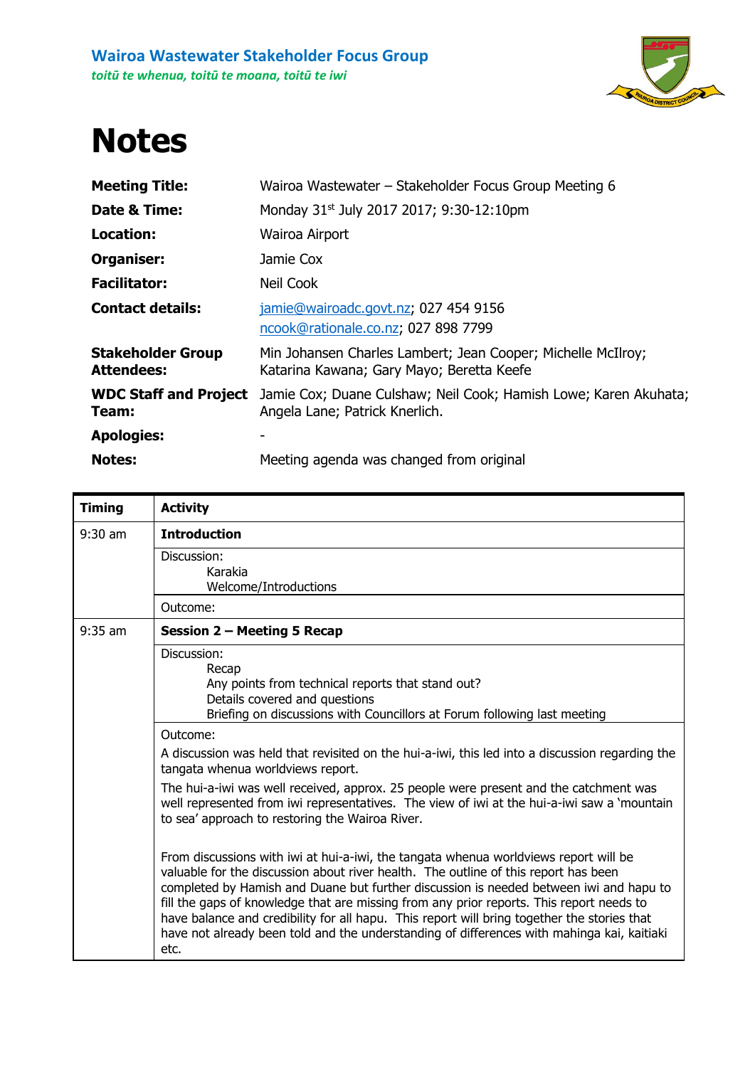**Wairoa Wastewater Stakeholder Focus Group**

***toitū te whenua, toitū te moana, toitū te iwi***

# Notes

| | |
|---|---|
| **Meeting Title:** | Wairoa Wastewater – Stakeholder Focus Group Meeting 6 |
| **Date & Time:** | Monday 31st July 2017 2017; 9:30-12:10pm |
| **Location:** | Wairoa Airport |
| **Organiser:** | Jamie Cox |
| **Facilitator:** | Neil Cook |
| **Contact details:** | jamie@wairoadc.govt.nz; 027 454 9156<br>ncook@rationale.co.nz; 027 898 7799 |
| **Stakeholder Group Attendees:** | Min Johansen Charles Lambert; Jean Cooper; Michelle McIlroy; Katarina Kawana; Gary Mayo; Beretta Keefe |
| **WDC Staff and Project Team:** | Jamie Cox; Duane Culshaw; Neil Cook; Hamish Lowe; Karen Akuhata; Angela Lane; Patrick Knerlich. |
| **Apologies:** | - |
| **Notes:** | Meeting agenda was changed from original |

| Timing | Activity |
|---|---|
| 9:30 am | **Introduction** |
| | Discussion:<br>Karakia<br>Welcome/Introductions |
| | Outcome: |
| 9:35 am | **Session 2 – Meeting 5 Recap** |
| | Discussion:<br>Recap<br>Any points from technical reports that stand out?<br>Details covered and questions<br>Briefing on discussions with Councillors at Forum following last meeting |
| | Outcome:<br>A discussion was held that revisited on the hui-a-iwi, this led into a discussion regarding the tangata whenua worldviews report.<br>The hui-a-iwi was well received, approx. 25 people were present and the catchment was well represented from iwi representatives. The view of iwi at the hui-a-iwi saw a 'mountain to sea' approach to restoring the Wairoa River.<br><br>From discussions with iwi at hui-a-iwi, the tangata whenua worldviews report will be valuable for the discussion about river health. The outline of this report has been completed by Hamish and Duane but further discussion is needed between iwi and hapu to fill the gaps of knowledge that are missing from any prior reports. This report needs to have balance and credibility for all hapu. This report will bring together the stories that have not already been told and the understanding of differences with mahinga kai, kaitiaki etc. |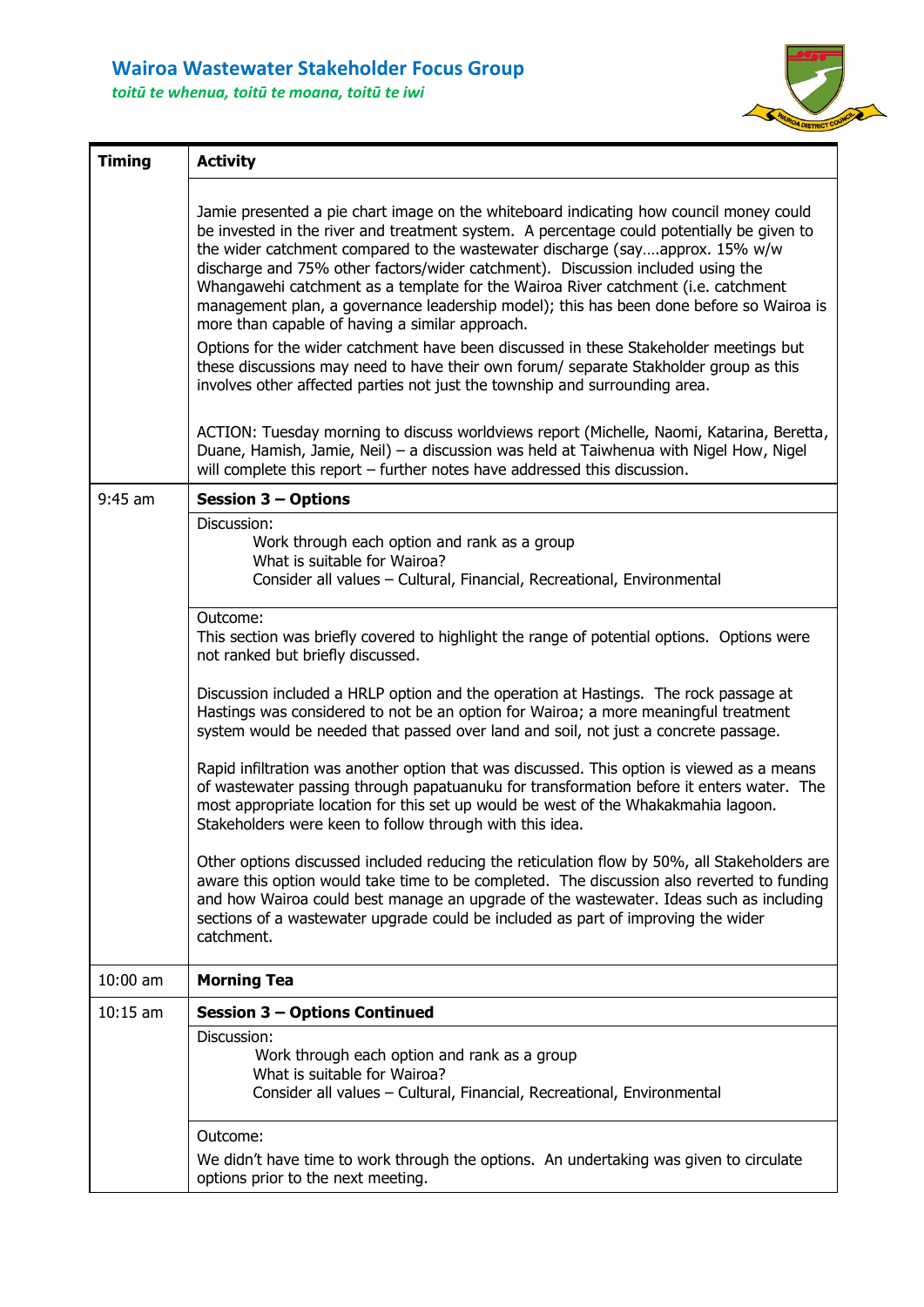# Wairoa Wastewater Stakeholder Focus Group

*toitū te whenua, toitū te moana, toitū te iwi*

| Timing | Activity |
|---|---|
| | Jamie presented a pie chart image on the whiteboard indicating how council money could be invested in the river and treatment system. A percentage could potentially be given to the wider catchment compared to the wastewater discharge (say….approx. 15% w/w discharge and 75% other factors/wider catchment). Discussion included using the Whangawehi catchment as a template for the Wairoa River catchment (i.e. catchment management plan, a governance leadership model); this has been done before so Wairoa is more than capable of having a similar approach.<br><br>Options for the wider catchment have been discussed in these Stakeholder meetings but these discussions may need to have their own forum/ separate Stakholder group as this involves other affected parties not just the township and surrounding area.<br><br>ACTION: Tuesday morning to discuss worldviews report (Michelle, Naomi, Katarina, Beretta, Duane, Hamish, Jamie, Neil) – a discussion was held at Taiwhenua with Nigel How, Nigel will complete this report – further notes have addressed this discussion. |
| 9:45 am | **Session 3 – Options** |
| | Discussion:<br>Work through each option and rank as a group<br>What is suitable for Wairoa?<br>Consider all values – Cultural, Financial, Recreational, Environmental |
| | Outcome:<br>This section was briefly covered to highlight the range of potential options. Options were not ranked but briefly discussed.<br><br>Discussion included a HRLP option and the operation at Hastings. The rock passage at Hastings was considered to not be an option for Wairoa; a more meaningful treatment system would be needed that passed over land and soil, not just a concrete passage.<br><br>Rapid infiltration was another option that was discussed. This option is viewed as a means of wastewater passing through papatuanuku for transformation before it enters water. The most appropriate location for this set up would be west of the Whakakmahia lagoon. Stakeholders were keen to follow through with this idea.<br><br>Other options discussed included reducing the reticulation flow by 50%, all Stakeholders are aware this option would take time to be completed. The discussion also reverted to funding and how Wairoa could best manage an upgrade of the wastewater. Ideas such as including sections of a wastewater upgrade could be included as part of improving the wider catchment. |
| 10:00 am | **Morning Tea** |
| 10:15 am | **Session 3 – Options Continued** |
| | Discussion:<br>Work through each option and rank as a group<br>What is suitable for Wairoa?<br>Consider all values – Cultural, Financial, Recreational, Environmental |
| | Outcome:<br>We didn't have time to work through the options. An undertaking was given to circulate options prior to the next meeting. |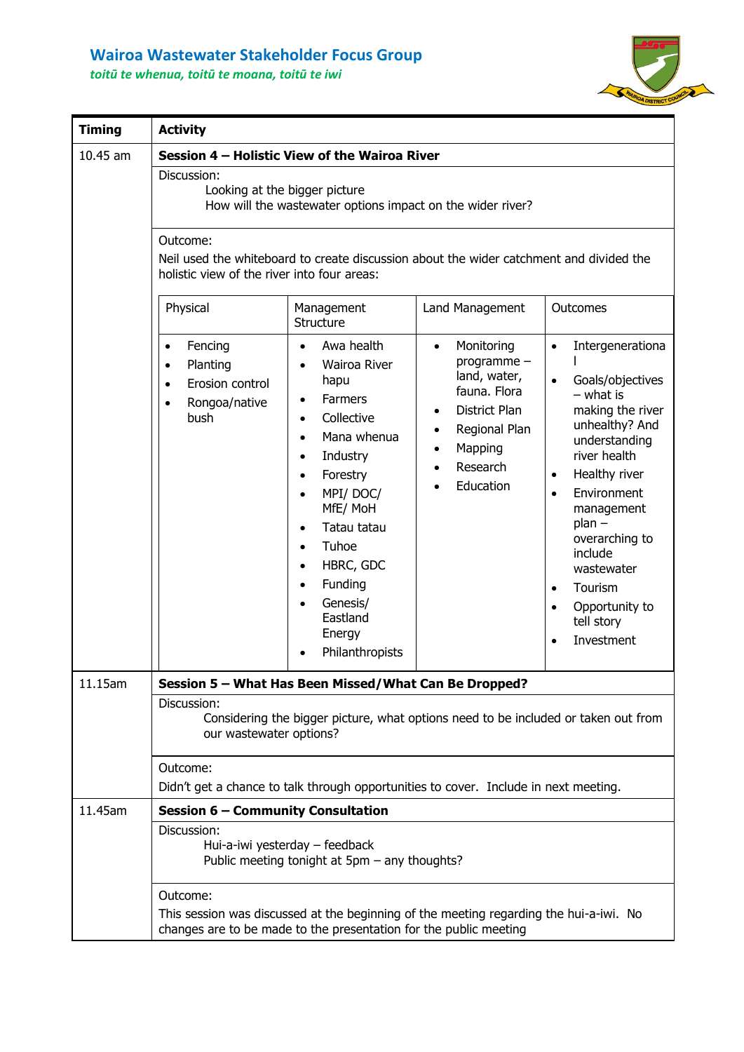# Wairoa Wastewater Stakeholder Focus Group

*toitū te whenua, toitū te moana, toitū te iwi*

| Timing | Activity |
|---|---|
| 10.45 am | **Session 4 – Holistic View of the Wairoa River** |
| | Discussion:<br>Looking at the bigger picture<br>How will the wastewater options impact on the wider river? |
| | Outcome:<br>Neil used the whiteboard to create discussion about the wider catchment and divided the holistic view of the river into four areas: |

| Physical | Management Structure | Land Management | Outcomes |
|---|---|---|---|
| • Fencing<br>• Planting<br>• Erosion control<br>• Rongoa/native bush | • Awa health<br>• Wairoa River hapu<br>• Farmers<br>• Collective<br>• Mana whenua<br>• Industry<br>• Forestry<br>• MPI/ DOC/ MfE/ MoH<br>• Tatau tatau<br>• Tuhoe<br>• HBRC, GDC<br>• Funding<br>• Genesis/ Eastland Energy<br>• Philanthropists | • Monitoring programme – land, water, fauna. Flora<br>• District Plan<br>• Regional Plan<br>• Mapping<br>• Research<br>• Education | • Intergenerational<br>• Goals/objectives – what is making the river unhealthy? And understanding river health<br>• Healthy river<br>• Environment management plan – overarching to include wastewater<br>• Tourism<br>• Opportunity to tell story<br>• Investment |

| Timing | Activity |
|---|---|
| 11.15am | **Session 5 – What Has Been Missed/What Can Be Dropped?** |
| | Discussion:<br>Considering the bigger picture, what options need to be included or taken out from our wastewater options? |
| | Outcome:<br>Didn't get a chance to talk through opportunities to cover. Include in next meeting. |
| 11.45am | **Session 6 – Community Consultation** |
| | Discussion:<br>Hui-a-iwi yesterday – feedback<br>Public meeting tonight at 5pm – any thoughts? |
| | Outcome:<br>This session was discussed at the beginning of the meeting regarding the hui-a-iwi. No changes are to be made to the presentation for the public meeting |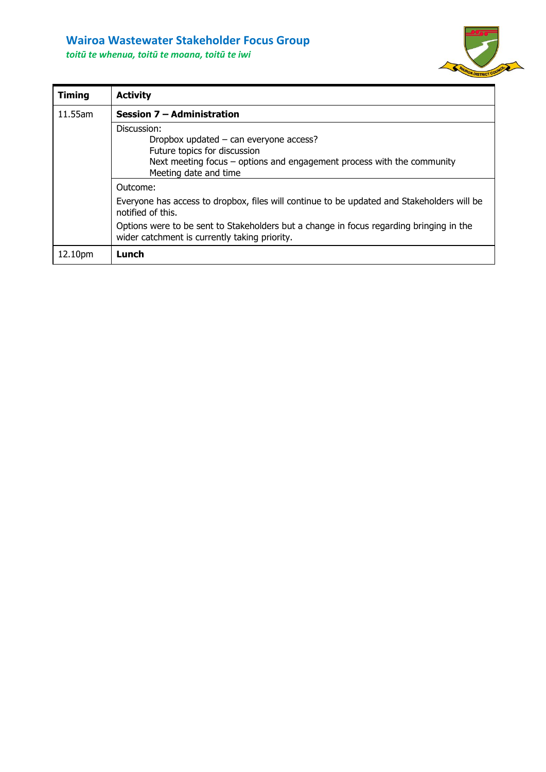| Timing | Activity |
|---|---|
| 11.55am | **Session 7 – Administration** |
| | Discussion:<br>Dropbox updated – can everyone access?<br>Future topics for discussion<br>Next meeting focus – options and engagement process with the community<br>Meeting date and time |
| | Outcome:<br>Everyone has access to dropbox, files will continue to be updated and Stakeholders will be notified of this.<br>Options were to be sent to Stakeholders but a change in focus regarding bringing in the wider catchment is currently taking priority. |
| 12.10pm | **Lunch** |